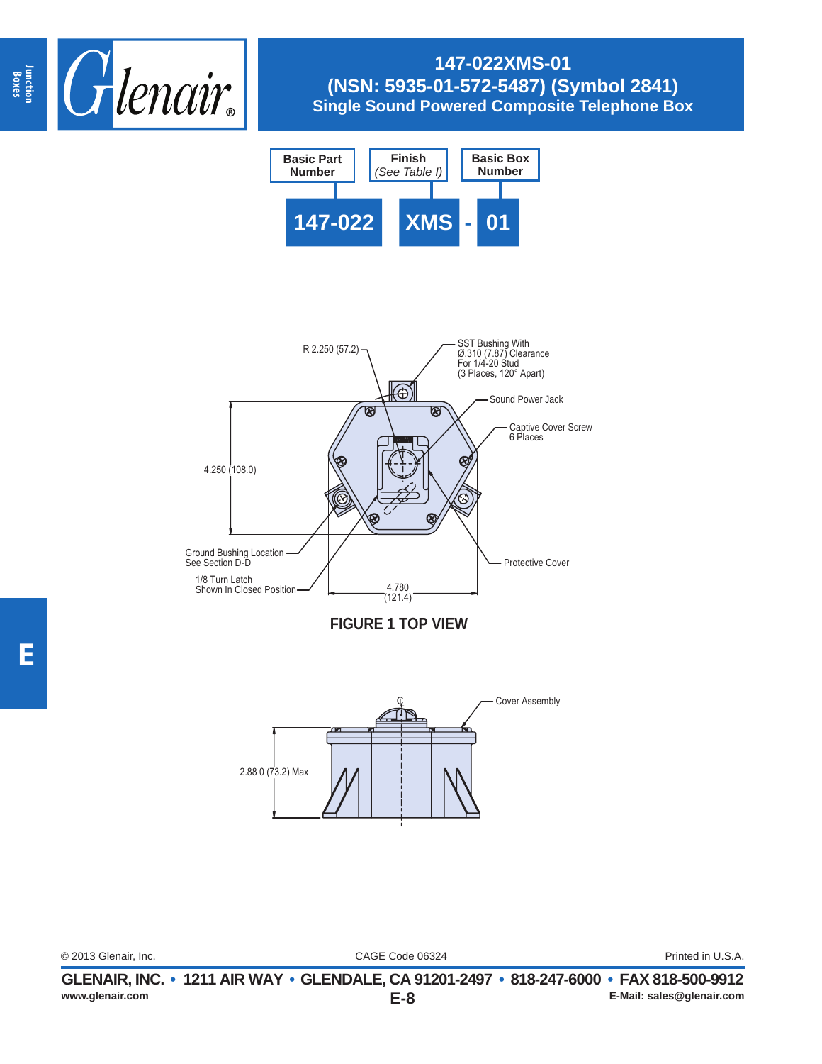# 147-022XMS-01
## (NSN: 5935-01-572-5487) (Symbol 2841)
## Single Sound Powered Composite Telephone Box

| Basic Part Number | Finish (*See Table I*) | | Basic Box Number |
|---|---|---|---|
| 147-022 | XMS | - | 01 |

R 2.250 (57.2)

SST Bushing With Ø.310 (7.87) Clearance For 1/4-20 Stud (3 Places, 120° Apart)

Sound Power Jack

Captive Cover Screw 6 Places

4.250 (108.0)

Ground Bushing Location See Section D-D

1/8 Turn Latch Shown In Closed Position

4.780 (121.4)

Protective Cover

**FIGURE 1 TOP VIEW**

Cover Assembly

2.88 0 (73.2) Max

© 2013 Glenair, Inc. CAGE Code 06324 Printed in U.S.A.

**GLENAIR, INC. • 1211 AIR WAY • GLENDALE, CA 91201-2497 • 818-247-6000 • FAX 818-500-9912**

**www.glenair.com** **E-Mail: sales@glenair.com**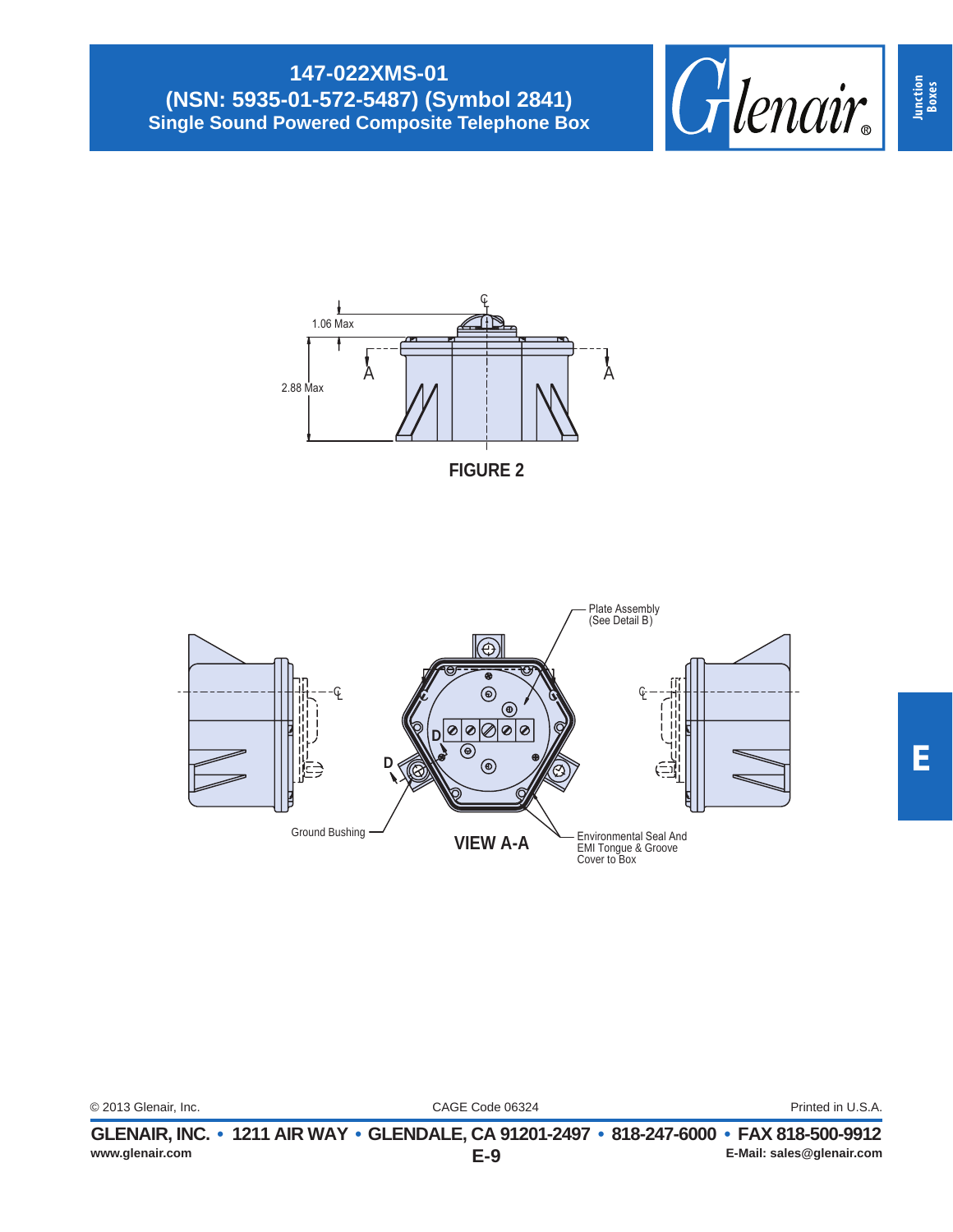# 147-022XMS-01
## (NSN: 5935-01-572-5487) (Symbol 2841)
### Single Sound Powered Composite Telephone Box

1.06 Max

2.88 Max

FIGURE 2

Plate Assembly (See Detail B)

Ground Bushing

VIEW A-A

Environmental Seal And EMI Tongue & Groove Cover to Box

© 2013 Glenair, Inc. CAGE Code 06324 Printed in U.S.A.

**GLENAIR, INC. • 1211 AIR WAY • GLENDALE, CA 91201-2497 • 818-247-6000 • FAX 818-500-9912**

www.glenair.com E-Mail: sales@glenair.com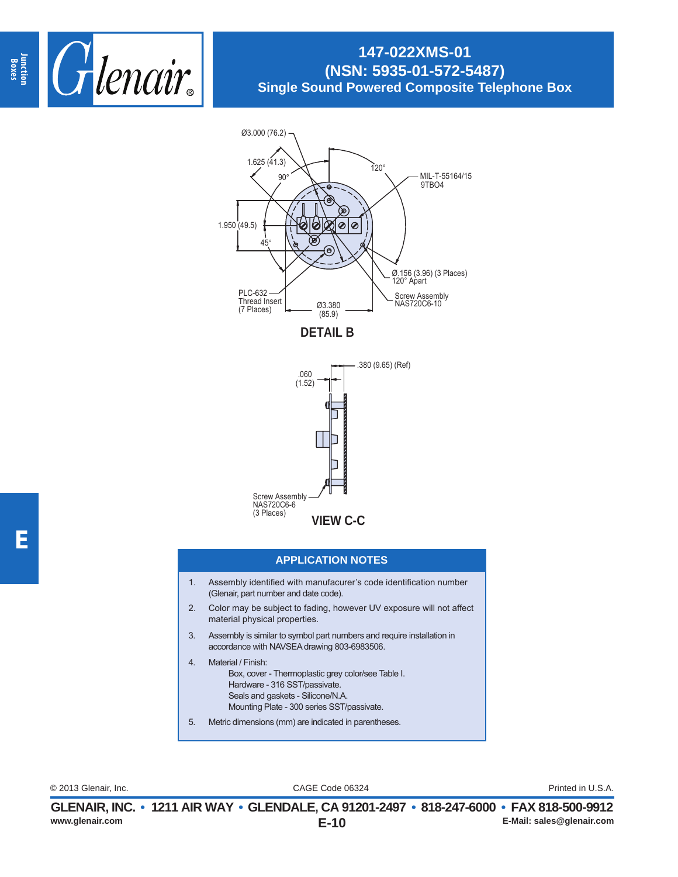# 147-022XMS-01
## (NSN: 5935-01-572-5487)
## Single Sound Powered Composite Telephone Box

Ø3.000 (76.2)

1.625 (41.3)

90°

120°

MIL-T-55164/15
9TBO4

1.950 (49.5)

45°

Ø.156 (3.96) (3 Places)
120° Apart

PLC-632
Thread Insert
(7 Places)

Ø3.380
(85.9)

Screw Assembly
NAS720C6-10

**DETAIL B**

.380 (9.65) (Ref)

.060
(1.52)

Screw Assembly
NAS720C6-6
(3 Places)

**VIEW C-C**

### APPLICATION NOTES

1. Assembly identified with manufacurer's code identification number (Glenair, part number and date code).
2. Color may be subject to fading, however UV exposure will not affect material physical properties.
3. Assembly is similar to symbol part numbers and require installation in accordance with NAVSEA drawing 803-6983506.
4. Material / Finish:
   Box, cover - Thermoplastic grey color/see Table I.
   Hardware - 316 SST/passivate.
   Seals and gaskets - Silicone/N.A.
   Mounting Plate - 300 series SST/passivate.
5. Metric dimensions (mm) are indicated in parentheses.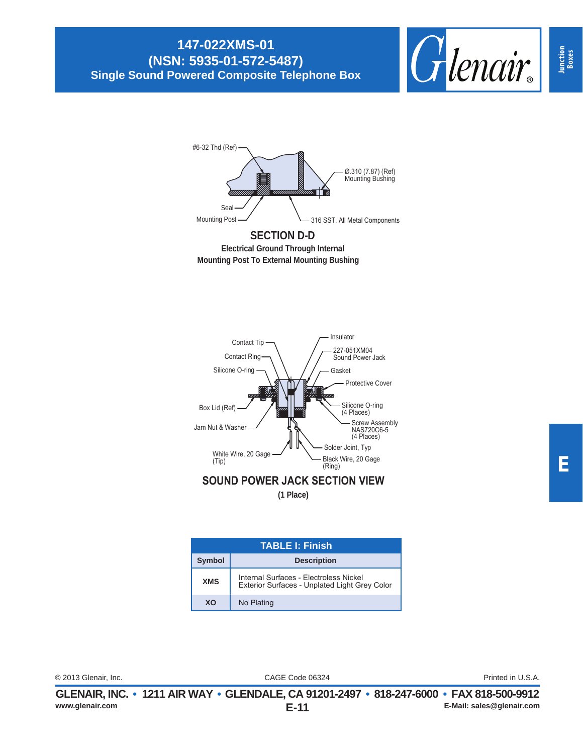# 147-022XMS-01
## (NSN: 5935-01-572-5487)
## Single Sound Powered Composite Telephone Box

#6-32 Thd (Ref)
Ø.310 (7.87) (Ref)
Mounting Bushing
Seal
Mounting Post
316 SST, All Metal Components

**SECTION D-D**

**Electrical Ground Through Internal Mounting Post To External Mounting Bushing**

Contact Tip
Contact Ring
Silicone O-ring
Insulator
227-051XM04
Sound Power Jack
Gasket
Protective Cover
Box Lid (Ref)
Silicone O-ring
(4 Places)
Jam Nut & Washer
Screw Assembly
NAS720C6-5
(4 Places)
Solder Joint, Typ
White Wire, 20 Gage
(Tip)
Black Wire, 20 Gage
(Ring)

**SOUND POWER JACK SECTION VIEW**

**(1 Place)**

| TABLE I: Finish | |
|---|---|
| **Symbol** | **Description** |
| **XMS** | Internal Surfaces - Electroless Nickel<br>Exterior Surfaces - Unplated Light Grey Color |
| **XO** | No Plating |

© 2013 Glenair, Inc. CAGE Code 06324 Printed in U.S.A.

**GLENAIR, INC. • 1211 AIR WAY • GLENDALE, CA 91201-2497 • 818-247-6000 • FAX 818-500-9912**

www.glenair.com E-Mail: sales@glenair.com